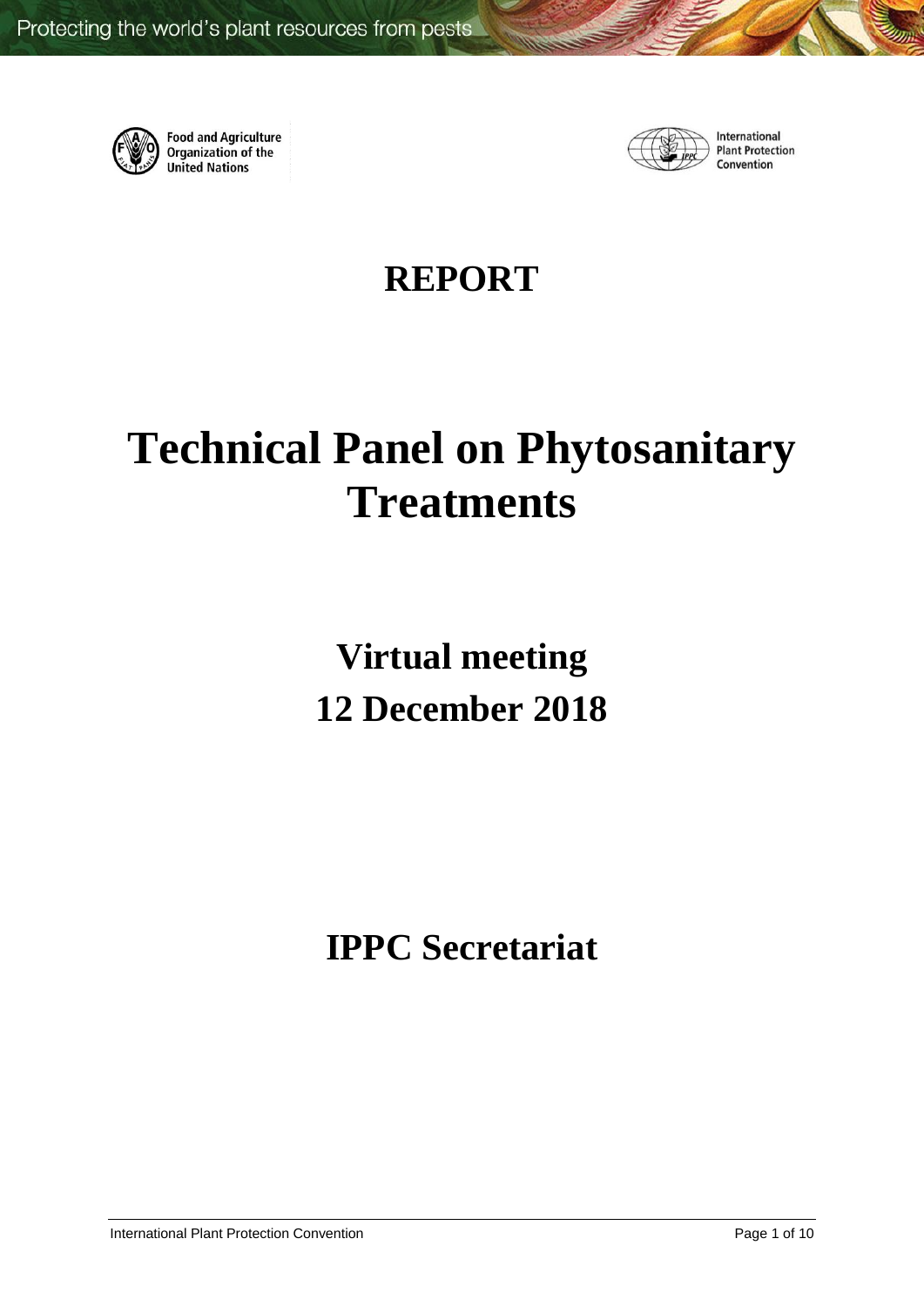Food and Agriculture Organization of the United Nations

International Plant Protection Convention

# REPORT

# Technical Panel on Phytosanitary Treatments

## Virtual meeting
## 12 December 2018

## IPPC Secretariat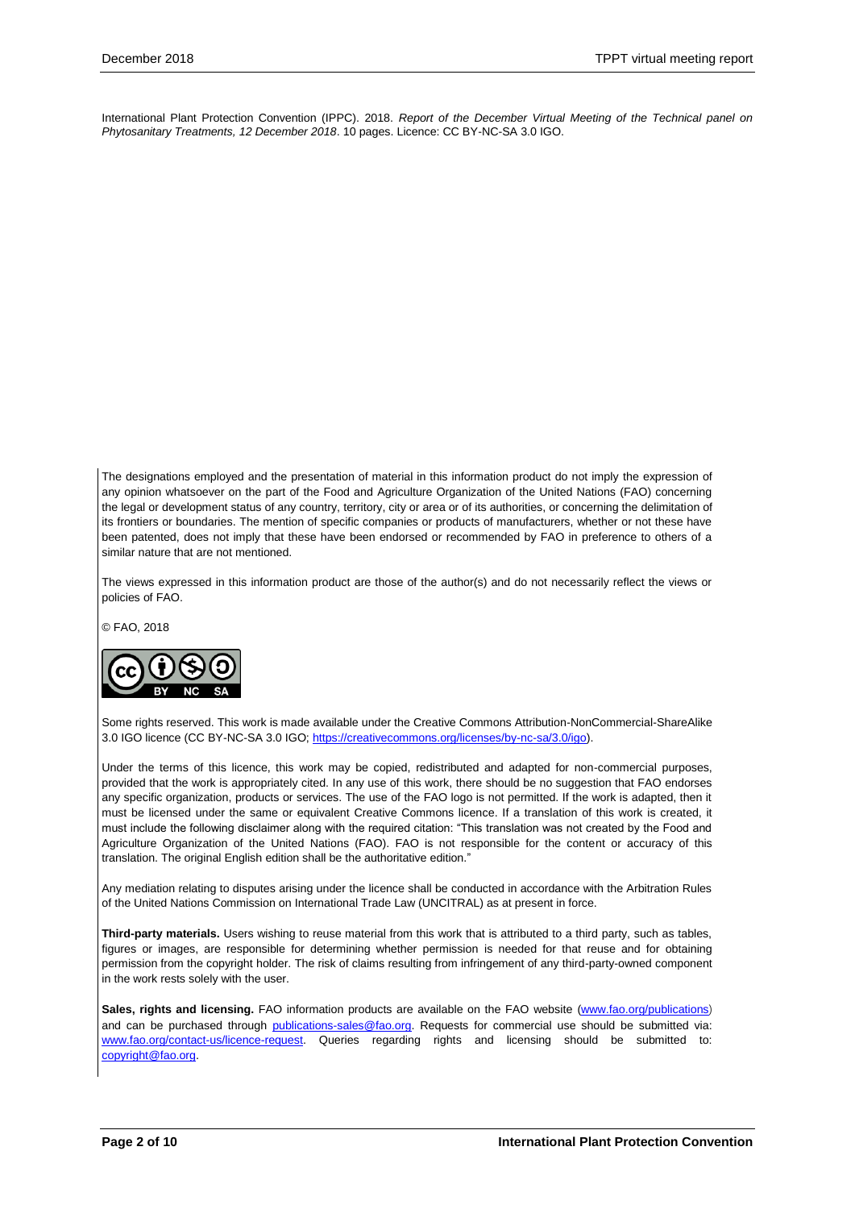International Plant Protection Convention (IPPC). 2018. *Report of the December Virtual Meeting of the Technical panel on Phytosanitary Treatments, 12 December 2018*. 10 pages. Licence: CC BY-NC-SA 3.0 IGO.

The designations employed and the presentation of material in this information product do not imply the expression of any opinion whatsoever on the part of the Food and Agriculture Organization of the United Nations (FAO) concerning the legal or development status of any country, territory, city or area or of its authorities, or concerning the delimitation of its frontiers or boundaries. The mention of specific companies or products of manufacturers, whether or not these have been patented, does not imply that these have been endorsed or recommended by FAO in preference to others of a similar nature that are not mentioned.

The views expressed in this information product are those of the author(s) and do not necessarily reflect the views or policies of FAO.

© FAO, 2018

Some rights reserved. This work is made available under the Creative Commons Attribution-NonCommercial-ShareAlike 3.0 IGO licence (CC BY-NC-SA 3.0 IGO; https://creativecommons.org/licenses/by-nc-sa/3.0/igo).

Under the terms of this licence, this work may be copied, redistributed and adapted for non-commercial purposes, provided that the work is appropriately cited. In any use of this work, there should be no suggestion that FAO endorses any specific organization, products or services. The use of the FAO logo is not permitted. If the work is adapted, then it must be licensed under the same or equivalent Creative Commons licence. If a translation of this work is created, it must include the following disclaimer along with the required citation: "This translation was not created by the Food and Agriculture Organization of the United Nations (FAO). FAO is not responsible for the content or accuracy of this translation. The original English edition shall be the authoritative edition."

Any mediation relating to disputes arising under the licence shall be conducted in accordance with the Arbitration Rules of the United Nations Commission on International Trade Law (UNCITRAL) as at present in force.

**Third-party materials.** Users wishing to reuse material from this work that is attributed to a third party, such as tables, figures or images, are responsible for determining whether permission is needed for that reuse and for obtaining permission from the copyright holder. The risk of claims resulting from infringement of any third-party-owned component in the work rests solely with the user.

**Sales, rights and licensing.** FAO information products are available on the FAO website (www.fao.org/publications) and can be purchased through publications-sales@fao.org. Requests for commercial use should be submitted via: www.fao.org/contact-us/licence-request. Queries regarding rights and licensing should be submitted to: copyright@fao.org.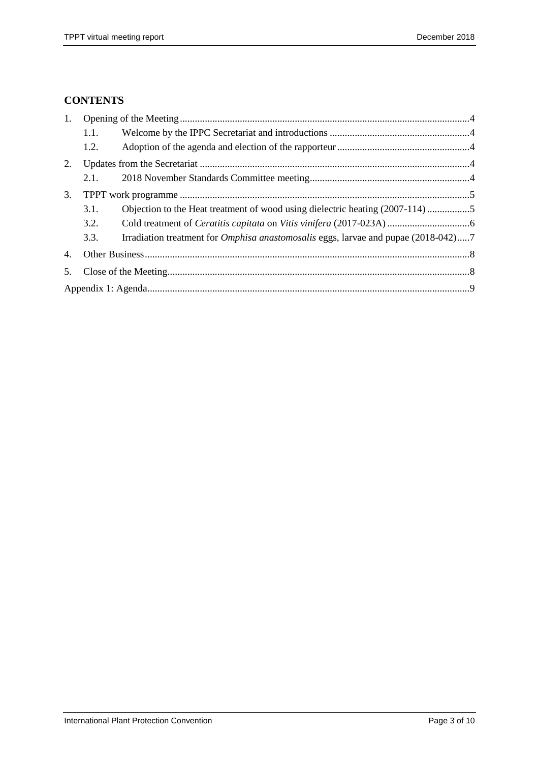## CONTENTS

1. Opening of the Meeting....................................................................................................................4
    - 1.1. Welcome by the IPPC Secretariat and introductions ........................................................4
    - 1.2. Adoption of the agenda and election of the rapporteur .....................................................4
2. Updates from the Secretariat ...........................................................................................................4
    - 2.1. 2018 November Standards Committee meeting...............................................................4
3. TPPT work programme ...................................................................................................................5
    - 3.1. Objection to the Heat treatment of wood using dielectric heating (2007-114) .................5
    - 3.2. Cold treatment of *Ceratitis capitata* on *Vitis vinifera* (2017-023A) .................................6
    - 3.3. Irradiation treatment for *Omphisa anastomosalis* eggs, larvae and pupae (2018-042).....7
4. Other Business.................................................................................................................................8
5. Close of the Meeting........................................................................................................................8

Appendix 1: Agenda................................................................................................................................9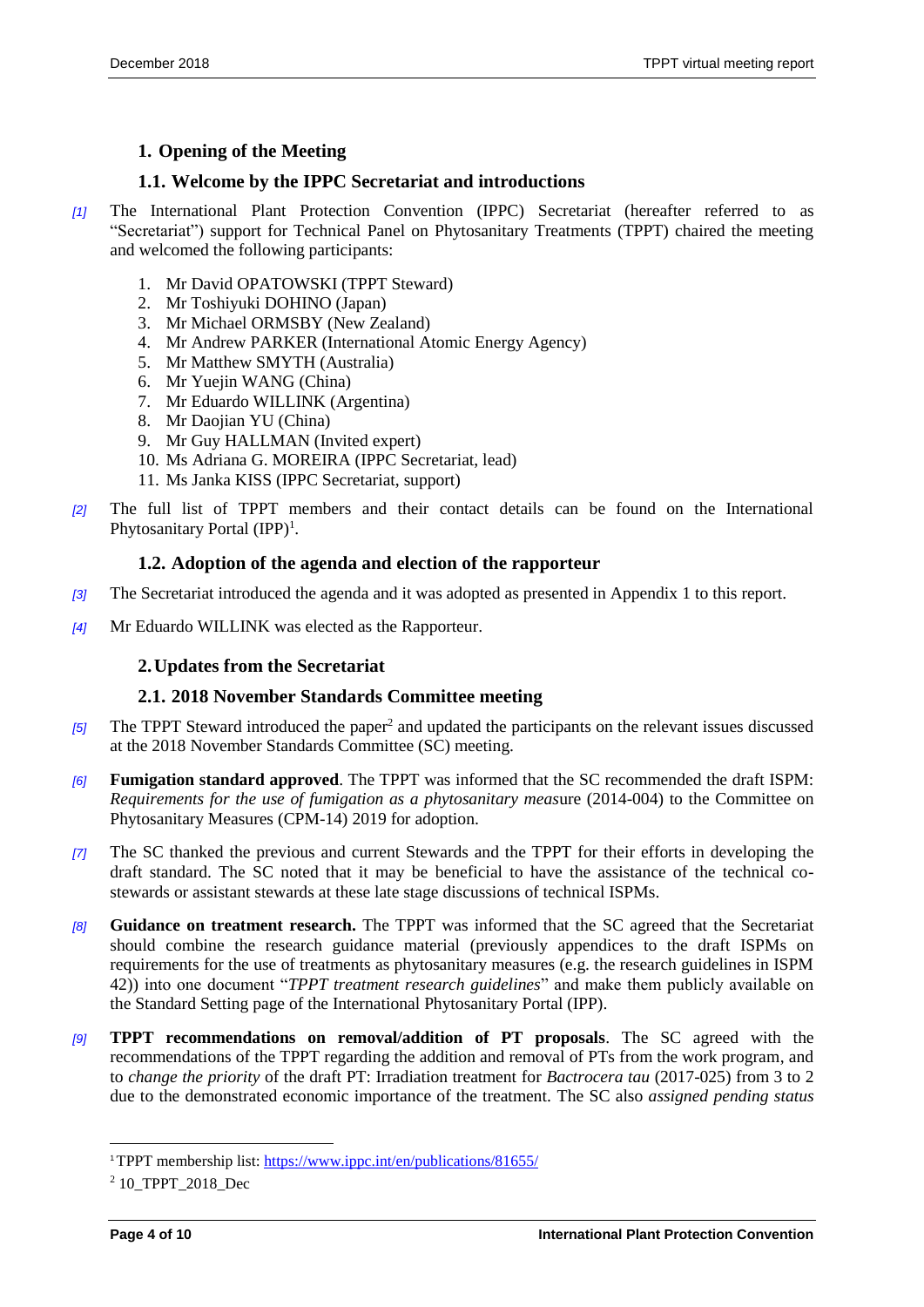## 1. Opening of the Meeting

### 1.1. Welcome by the IPPC Secretariat and introductions

*[1]* The International Plant Protection Convention (IPPC) Secretariat (hereafter referred to as "Secretariat") support for Technical Panel on Phytosanitary Treatments (TPPT) chaired the meeting and welcomed the following participants:

1. Mr David OPATOWSKI (TPPT Steward)
2. Mr Toshiyuki DOHINO (Japan)
3. Mr Michael ORMSBY (New Zealand)
4. Mr Andrew PARKER (International Atomic Energy Agency)
5. Mr Matthew SMYTH (Australia)
6. Mr Yuejin WANG (China)
7. Mr Eduardo WILLINK (Argentina)
8. Mr Daojian YU (China)
9. Mr Guy HALLMAN (Invited expert)
10. Ms Adriana G. MOREIRA (IPPC Secretariat, lead)
11. Ms Janka KISS (IPPC Secretariat, support)

*[2]* The full list of TPPT members and their contact details can be found on the International Phytosanitary Portal (IPP)[1].

### 1.2. Adoption of the agenda and election of the rapporteur

*[3]* The Secretariat introduced the agenda and it was adopted as presented in Appendix 1 to this report.

*[4]* Mr Eduardo WILLINK was elected as the Rapporteur.

## 2. Updates from the Secretariat

### 2.1. 2018 November Standards Committee meeting

*[5]* The TPPT Steward introduced the paper[2] and updated the participants on the relevant issues discussed at the 2018 November Standards Committee (SC) meeting.

*[6]* **Fumigation standard approved**. The TPPT was informed that the SC recommended the draft ISPM: *Requirements for the use of fumigation as a phytosanitary meas*ure (2014-004) to the Committee on Phytosanitary Measures (CPM-14) 2019 for adoption.

*[7]* The SC thanked the previous and current Stewards and the TPPT for their efforts in developing the draft standard. The SC noted that it may be beneficial to have the assistance of the technical co-stewards or assistant stewards at these late stage discussions of technical ISPMs.

*[8]* **Guidance on treatment research.** The TPPT was informed that the SC agreed that the Secretariat should combine the research guidance material (previously appendices to the draft ISPMs on requirements for the use of treatments as phytosanitary measures (e.g. the research guidelines in ISPM 42)) into one document "*TPPT treatment research guidelines*" and make them publicly available on the Standard Setting page of the International Phytosanitary Portal (IPP).

*[9]* **TPPT recommendations on removal/addition of PT proposals**. The SC agreed with the recommendations of the TPPT regarding the addition and removal of PTs from the work program, and to *change the priority* of the draft PT: Irradiation treatment for *Bactrocera tau* (2017-025) from 3 to 2 due to the demonstrated economic importance of the treatment. The SC also *assigned pending status*

---

[1] TPPT membership list: https://www.ippc.int/en/publications/81655/

[2] 10_TPPT_2018_Dec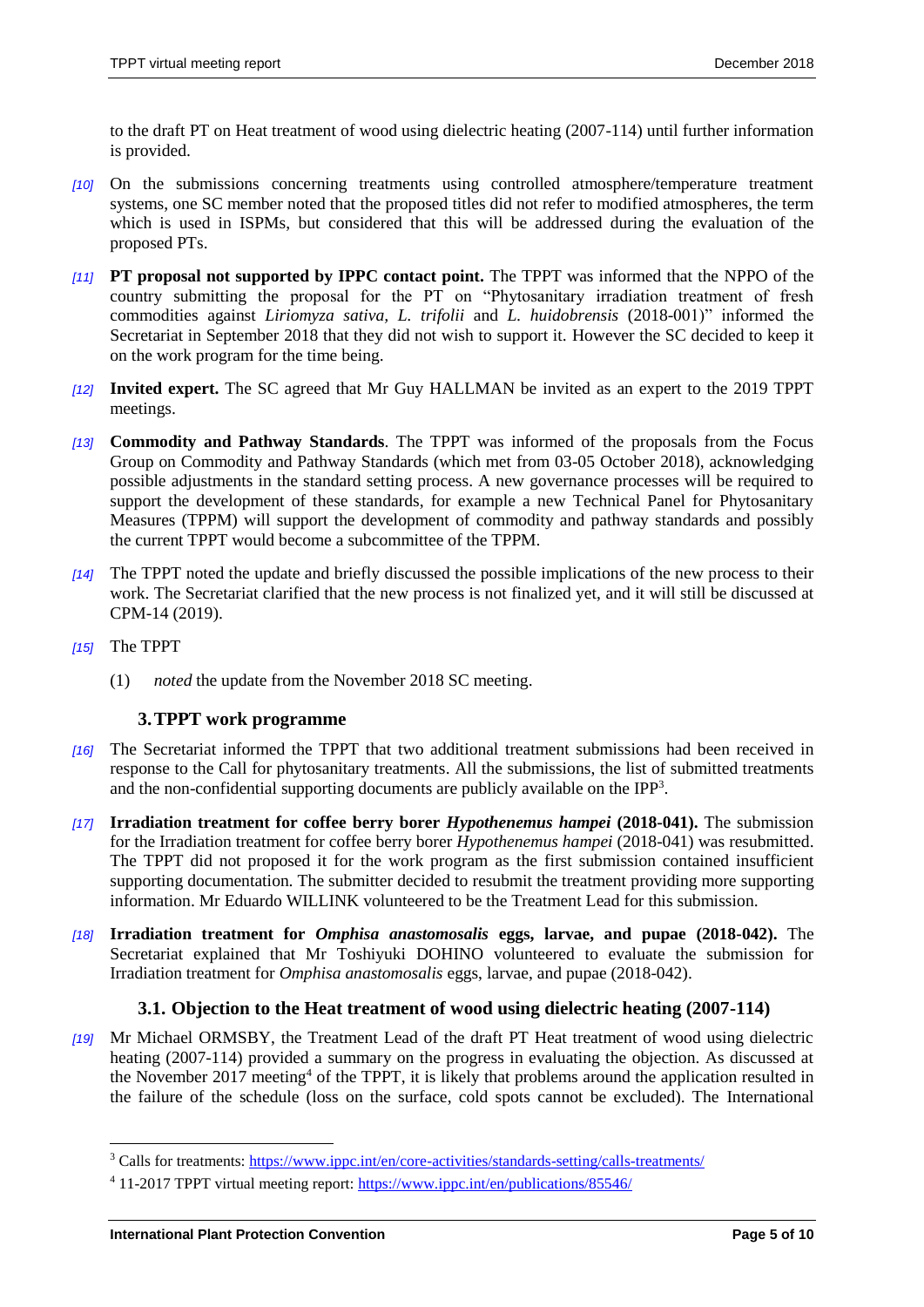to the draft PT on Heat treatment of wood using dielectric heating (2007-114) until further information is provided.

*[10]* On the submissions concerning treatments using controlled atmosphere/temperature treatment systems, one SC member noted that the proposed titles did not refer to modified atmospheres, the term which is used in ISPMs, but considered that this will be addressed during the evaluation of the proposed PTs.

*[11]* **PT proposal not supported by IPPC contact point.** The TPPT was informed that the NPPO of the country submitting the proposal for the PT on "Phytosanitary irradiation treatment of fresh commodities against *Liriomyza sativa, L. trifolii* and *L. huidobrensis* (2018-001)" informed the Secretariat in September 2018 that they did not wish to support it. However the SC decided to keep it on the work program for the time being.

*[12]* **Invited expert.** The SC agreed that Mr Guy HALLMAN be invited as an expert to the 2019 TPPT meetings.

*[13]* **Commodity and Pathway Standards**. The TPPT was informed of the proposals from the Focus Group on Commodity and Pathway Standards (which met from 03-05 October 2018), acknowledging possible adjustments in the standard setting process. A new governance processes will be required to support the development of these standards, for example a new Technical Panel for Phytosanitary Measures (TPPM) will support the development of commodity and pathway standards and possibly the current TPPT would become a subcommittee of the TPPM.

*[14]* The TPPT noted the update and briefly discussed the possible implications of the new process to their work. The Secretariat clarified that the new process is not finalized yet, and it will still be discussed at CPM-14 (2019).

*[15]* The TPPT

(1) *noted* the update from the November 2018 SC meeting.

## 3. TPPT work programme

*[16]* The Secretariat informed the TPPT that two additional treatment submissions had been received in response to the Call for phytosanitary treatments. All the submissions, the list of submitted treatments and the non-confidential supporting documents are publicly available on the IPP[3].

*[17]* **Irradiation treatment for coffee berry borer *Hypothenemus hampei* (2018-041).** The submission for the Irradiation treatment for coffee berry borer *Hypothenemus hampei* (2018-041) was resubmitted. The TPPT did not proposed it for the work program as the first submission contained insufficient supporting documentation. The submitter decided to resubmit the treatment providing more supporting information. Mr Eduardo WILLINK volunteered to be the Treatment Lead for this submission.

*[18]* **Irradiation treatment for *Omphisa anastomosalis* eggs, larvae, and pupae (2018-042).** The Secretariat explained that Mr Toshiyuki DOHINO volunteered to evaluate the submission for Irradiation treatment for *Omphisa anastomosalis* eggs, larvae, and pupae (2018-042).

### 3.1. Objection to the Heat treatment of wood using dielectric heating (2007-114)

*[19]* Mr Michael ORMSBY, the Treatment Lead of the draft PT Heat treatment of wood using dielectric heating (2007-114) provided a summary on the progress in evaluating the objection. As discussed at the November 2017 meeting[4] of the TPPT, it is likely that problems around the application resulted in the failure of the schedule (loss on the surface, cold spots cannot be excluded). The International

---

[3] Calls for treatments: https://www.ippc.int/en/core-activities/standards-setting/calls-treatments/

[4] 11-2017 TPPT virtual meeting report: https://www.ippc.int/en/publications/85546/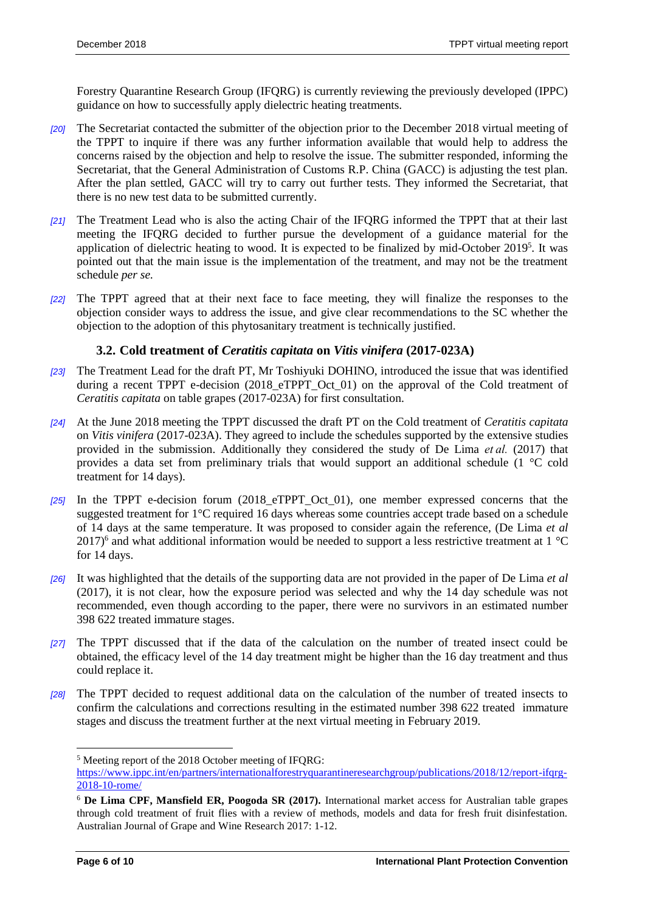Forestry Quarantine Research Group (IFQRG) is currently reviewing the previously developed (IPPC) guidance on how to successfully apply dielectric heating treatments.

*[20]* The Secretariat contacted the submitter of the objection prior to the December 2018 virtual meeting of the TPPT to inquire if there was any further information available that would help to address the concerns raised by the objection and help to resolve the issue. The submitter responded, informing the Secretariat, that the General Administration of Customs R.P. China (GACC) is adjusting the test plan. After the plan settled, GACC will try to carry out further tests. They informed the Secretariat, that there is no new test data to be submitted currently.

*[21]* The Treatment Lead who is also the acting Chair of the IFQRG informed the TPPT that at their last meeting the IFQRG decided to further pursue the development of a guidance material for the application of dielectric heating to wood. It is expected to be finalized by mid-October 2019[5]. It was pointed out that the main issue is the implementation of the treatment, and may not be the treatment schedule *per se.*

*[22]* The TPPT agreed that at their next face to face meeting, they will finalize the responses to the objection consider ways to address the issue, and give clear recommendations to the SC whether the objection to the adoption of this phytosanitary treatment is technically justified.

### 3.2. Cold treatment of *Ceratitis capitata* on *Vitis vinifera* (2017-023A)

*[23]* The Treatment Lead for the draft PT, Mr Toshiyuki DOHINO, introduced the issue that was identified during a recent TPPT e-decision (2018_eTPPT_Oct_01) on the approval of the Cold treatment of *Ceratitis capitata* on table grapes (2017-023A) for first consultation.

*[24]* At the June 2018 meeting the TPPT discussed the draft PT on the Cold treatment of *Ceratitis capitata* on *Vitis vinifera* (2017-023A). They agreed to include the schedules supported by the extensive studies provided in the submission. Additionally they considered the study of De Lima *et al.* (2017) that provides a data set from preliminary trials that would support an additional schedule (1 °C cold treatment for 14 days).

*[25]* In the TPPT e-decision forum (2018_eTPPT_Oct_01), one member expressed concerns that the suggested treatment for 1°C required 16 days whereas some countries accept trade based on a schedule of 14 days at the same temperature. It was proposed to consider again the reference, (De Lima *et al* 2017)[6] and what additional information would be needed to support a less restrictive treatment at 1 °C for 14 days.

*[26]* It was highlighted that the details of the supporting data are not provided in the paper of De Lima *et al* (2017), it is not clear, how the exposure period was selected and why the 14 day schedule was not recommended, even though according to the paper, there were no survivors in an estimated number 398 622 treated immature stages.

*[27]* The TPPT discussed that if the data of the calculation on the number of treated insect could be obtained, the efficacy level of the 14 day treatment might be higher than the 16 day treatment and thus could replace it.

*[28]* The TPPT decided to request additional data on the calculation of the number of treated insects to confirm the calculations and corrections resulting in the estimated number 398 622 treated immature stages and discuss the treatment further at the next virtual meeting in February 2019.

---

[5] Meeting report of the 2018 October meeting of IFQRG: https://www.ippc.int/en/partners/internationalforestryquarantineresearchgroup/publications/2018/12/report-ifqrg-2018-10-rome/

[6] **De Lima CPF, Mansfield ER, Poogoda SR (2017).** International market access for Australian table grapes through cold treatment of fruit flies with a review of methods, models and data for fresh fruit disinfestation. Australian Journal of Grape and Wine Research 2017: 1-12.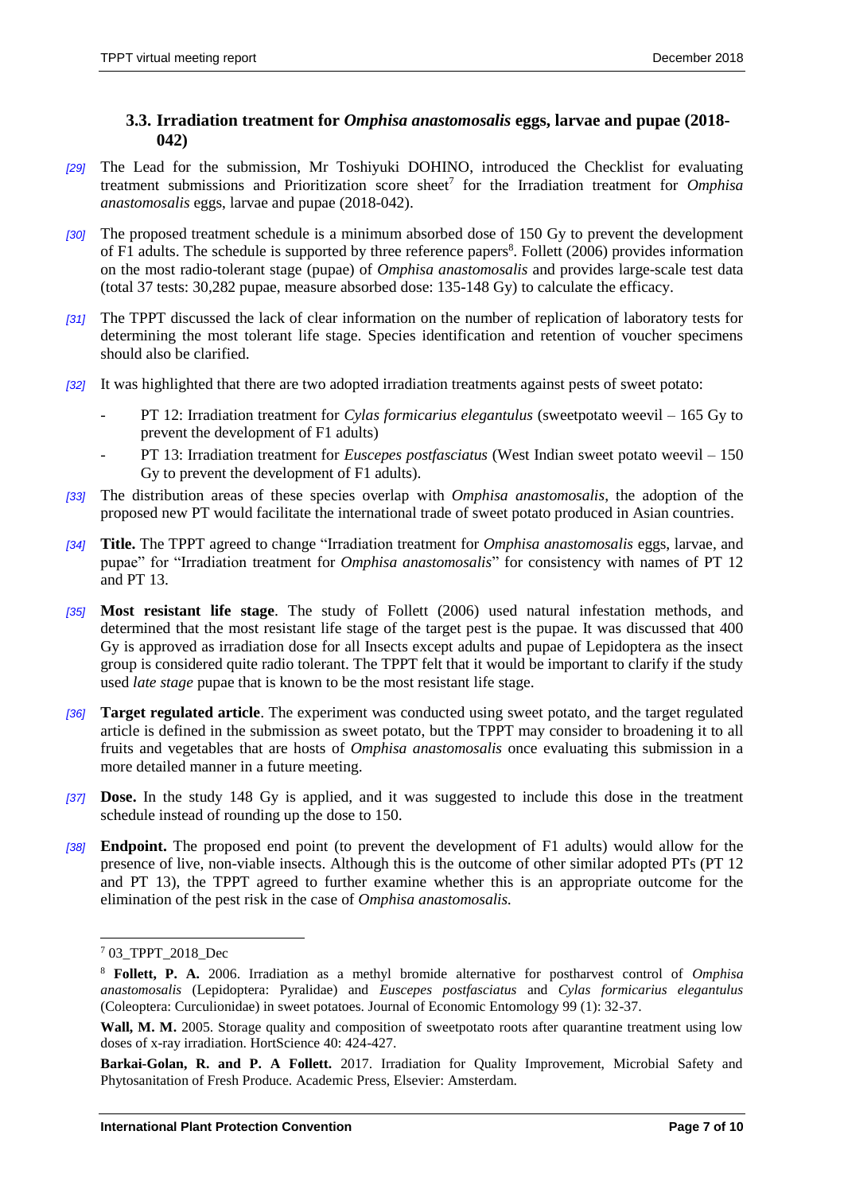### 3.3. Irradiation treatment for *Omphisa anastomosalis* eggs, larvae and pupae (2018-042)

*[29]* The Lead for the submission, Mr Toshiyuki DOHINO, introduced the Checklist for evaluating treatment submissions and Prioritization score sheet[7] for the Irradiation treatment for *Omphisa anastomosalis* eggs, larvae and pupae (2018-042).

*[30]* The proposed treatment schedule is a minimum absorbed dose of 150 Gy to prevent the development of F1 adults. The schedule is supported by three reference papers[8]. Follett (2006) provides information on the most radio-tolerant stage (pupae) of *Omphisa anastomosalis* and provides large-scale test data (total 37 tests: 30,282 pupae, measure absorbed dose: 135-148 Gy) to calculate the efficacy.

*[31]* The TPPT discussed the lack of clear information on the number of replication of laboratory tests for determining the most tolerant life stage. Species identification and retention of voucher specimens should also be clarified.

*[32]* It was highlighted that there are two adopted irradiation treatments against pests of sweet potato:

- PT 12: Irradiation treatment for *Cylas formicarius elegantulus* (sweetpotato weevil – 165 Gy to prevent the development of F1 adults)
- PT 13: Irradiation treatment for *Euscepes postfasciatus* (West Indian sweet potato weevil – 150 Gy to prevent the development of F1 adults).

*[33]* The distribution areas of these species overlap with *Omphisa anastomosalis*, the adoption of the proposed new PT would facilitate the international trade of sweet potato produced in Asian countries.

*[34]* **Title.** The TPPT agreed to change "Irradiation treatment for *Omphisa anastomosalis* eggs, larvae, and pupae" for "Irradiation treatment for *Omphisa anastomosalis*" for consistency with names of PT 12 and PT 13.

*[35]* **Most resistant life stage**. The study of Follett (2006) used natural infestation methods, and determined that the most resistant life stage of the target pest is the pupae. It was discussed that 400 Gy is approved as irradiation dose for all Insects except adults and pupae of Lepidoptera as the insect group is considered quite radio tolerant. The TPPT felt that it would be important to clarify if the study used *late stage* pupae that is known to be the most resistant life stage.

*[36]* **Target regulated article**. The experiment was conducted using sweet potato, and the target regulated article is defined in the submission as sweet potato, but the TPPT may consider to broadening it to all fruits and vegetables that are hosts of *Omphisa anastomosalis* once evaluating this submission in a more detailed manner in a future meeting.

*[37]* **Dose.** In the study 148 Gy is applied, and it was suggested to include this dose in the treatment schedule instead of rounding up the dose to 150.

*[38]* **Endpoint.** The proposed end point (to prevent the development of F1 adults) would allow for the presence of live, non-viable insects. Although this is the outcome of other similar adopted PTs (PT 12 and PT 13), the TPPT agreed to further examine whether this is an appropriate outcome for the elimination of the pest risk in the case of *Omphisa anastomosalis.*

---

[7] 03_TPPT_2018_Dec

[8] **Follett, P. A.** 2006. Irradiation as a methyl bromide alternative for postharvest control of *Omphisa anastomosalis* (Lepidoptera: Pyralidae) and *Euscepes postfasciatus* and *Cylas formicarius elegantulus* (Coleoptera: Curculionidae) in sweet potatoes. Journal of Economic Entomology 99 (1): 32-37.

**Wall, M. M.** 2005. Storage quality and composition of sweetpotato roots after quarantine treatment using low doses of x-ray irradiation. HortScience 40: 424-427.

**Barkai-Golan, R. and P. A Follett.** 2017. Irradiation for Quality Improvement, Microbial Safety and Phytosanitation of Fresh Produce. Academic Press, Elsevier: Amsterdam.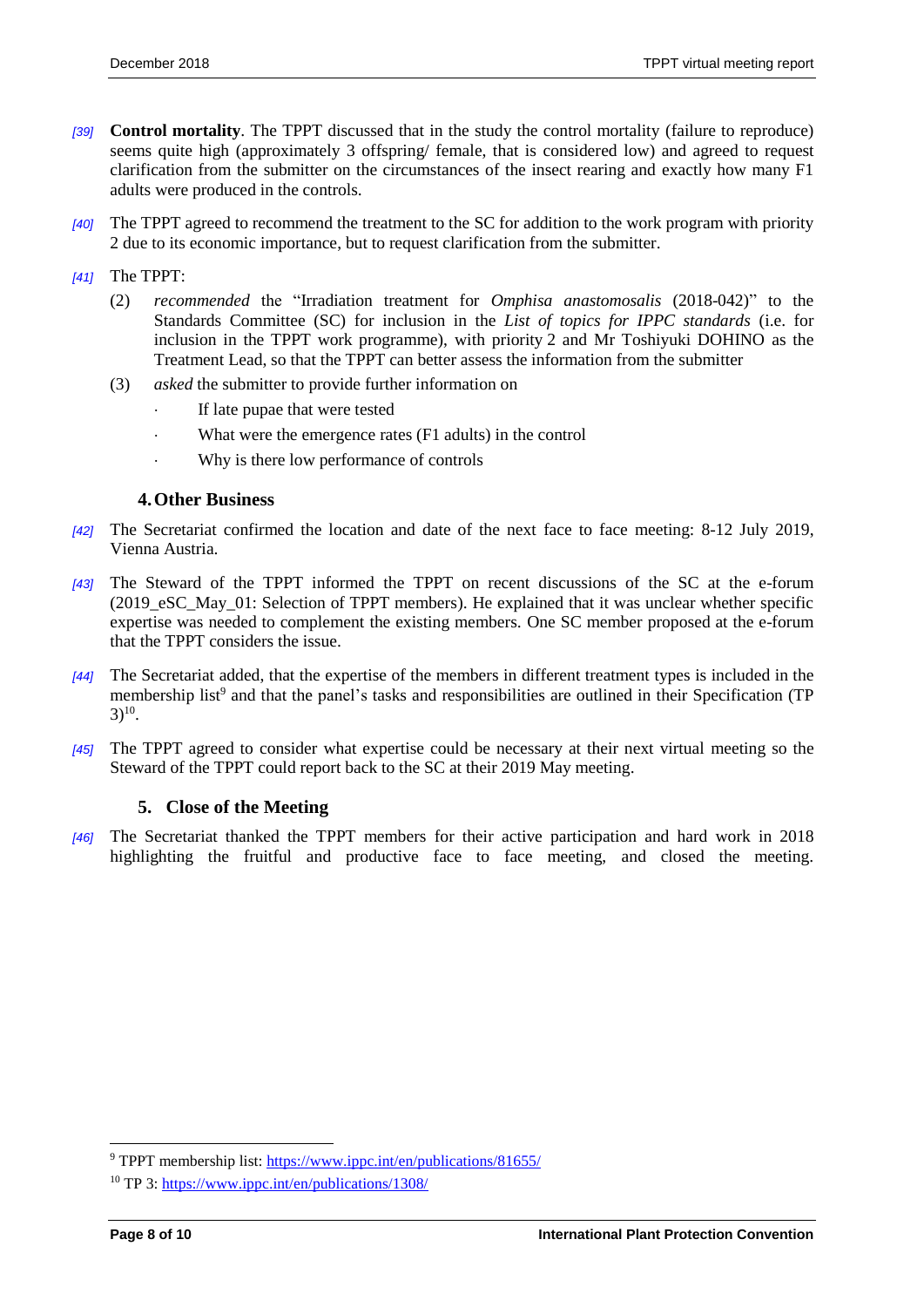*[39]* **Control mortality**. The TPPT discussed that in the study the control mortality (failure to reproduce) seems quite high (approximately 3 offspring/ female, that is considered low) and agreed to request clarification from the submitter on the circumstances of the insect rearing and exactly how many F1 adults were produced in the controls.

*[40]* The TPPT agreed to recommend the treatment to the SC for addition to the work program with priority 2 due to its economic importance, but to request clarification from the submitter.

*[41]* The TPPT:

(2) *recommended* the "Irradiation treatment for *Omphisa anastomosalis* (2018-042)" to the Standards Committee (SC) for inclusion in the *List of topics for IPPC standards* (i.e. for inclusion in the TPPT work programme), with priority 2 and Mr Toshiyuki DOHINO as the Treatment Lead, so that the TPPT can better assess the information from the submitter

(3) *asked* the submitter to provide further information on

- If late pupae that were tested
- What were the emergence rates (F1 adults) in the control
- Why is there low performance of controls

## 4. Other Business

*[42]* The Secretariat confirmed the location and date of the next face to face meeting: 8-12 July 2019, Vienna Austria.

*[43]* The Steward of the TPPT informed the TPPT on recent discussions of the SC at the e-forum (2019_eSC_May_01: Selection of TPPT members). He explained that it was unclear whether specific expertise was needed to complement the existing members. One SC member proposed at the e-forum that the TPPT considers the issue.

*[44]* The Secretariat added, that the expertise of the members in different treatment types is included in the membership list[9] and that the panel's tasks and responsibilities are outlined in their Specification (TP 3)[10].

*[45]* The TPPT agreed to consider what expertise could be necessary at their next virtual meeting so the Steward of the TPPT could report back to the SC at their 2019 May meeting.

## 5. Close of the Meeting

*[46]* The Secretariat thanked the TPPT members for their active participation and hard work in 2018 highlighting the fruitful and productive face to face meeting, and closed the meeting.

---

[9] TPPT membership list: https://www.ippc.int/en/publications/81655/

[10] TP 3: https://www.ippc.int/en/publications/1308/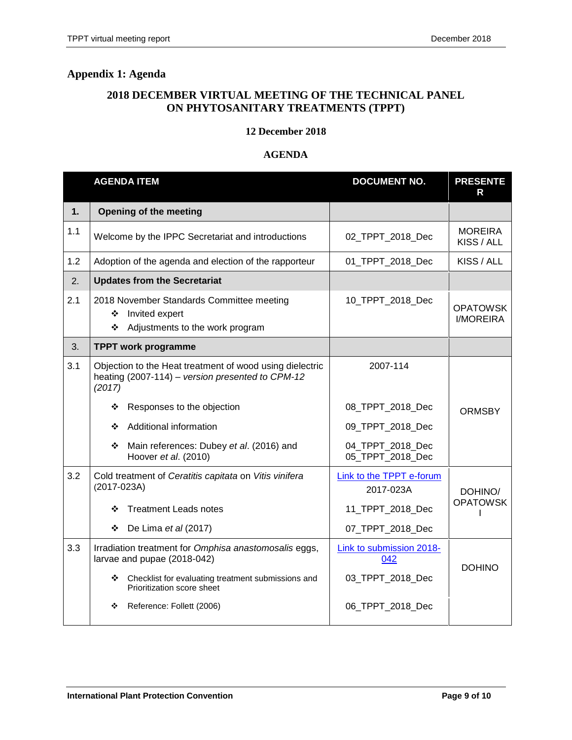## Appendix 1: Agenda

### 2018 DECEMBER VIRTUAL MEETING OF THE TECHNICAL PANEL ON PHYTOSANITARY TREATMENTS (TPPT)

**12 December 2018**

**AGENDA**

| | AGENDA ITEM | DOCUMENT NO. | PRESENTER |
|---|---|---|---|
| **1.** | **Opening of the meeting** | | |
| 1.1 | Welcome by the IPPC Secretariat and introductions | 02_TPPT_2018_Dec | MOREIRA KISS / ALL |
| 1.2 | Adoption of the agenda and election of the rapporteur | 01_TPPT_2018_Dec | KISS / ALL |
| 2. | **Updates from the Secretariat** | | |
| 2.1 | 2018 November Standards Committee meeting<br>❖ Invited expert<br>❖ Adjustments to the work program | 10_TPPT_2018_Dec | OPATOWSKI/MOREIRA |
| 3. | **TPPT work programme** | | |
| 3.1 | Objection to the Heat treatment of wood using dielectric heating (2007-114) – *version presented to CPM-12 (2017)*<br>❖ Responses to the objection<br>❖ Additional information<br>❖ Main references: Dubey *et al*. (2016) and Hoover *et al*. (2010) | 2007-114<br>08_TPPT_2018_Dec<br>09_TPPT_2018_Dec<br>04_TPPT_2018_Dec<br>05_TPPT_2018_Dec | ORMSBY |
| 3.2 | Cold treatment of *Ceratitis capitata* on *Vitis vinifera* (2017-023A)<br>❖ Treatment Leads notes<br>❖ De Lima *et al* (2017) | Link to the TPPT e-forum<br>2017-023A<br>11_TPPT_2018_Dec<br>07_TPPT_2018_Dec | DOHINO/ OPATOWSKI |
| 3.3 | Irradiation treatment for *Omphisa anastomosalis* eggs, larvae and pupae (2018-042)<br>❖ Checklist for evaluating treatment submissions and Prioritization score sheet<br>❖ Reference: Follett (2006) | Link to submission 2018-042<br>03_TPPT_2018_Dec<br>06_TPPT_2018_Dec | DOHINO |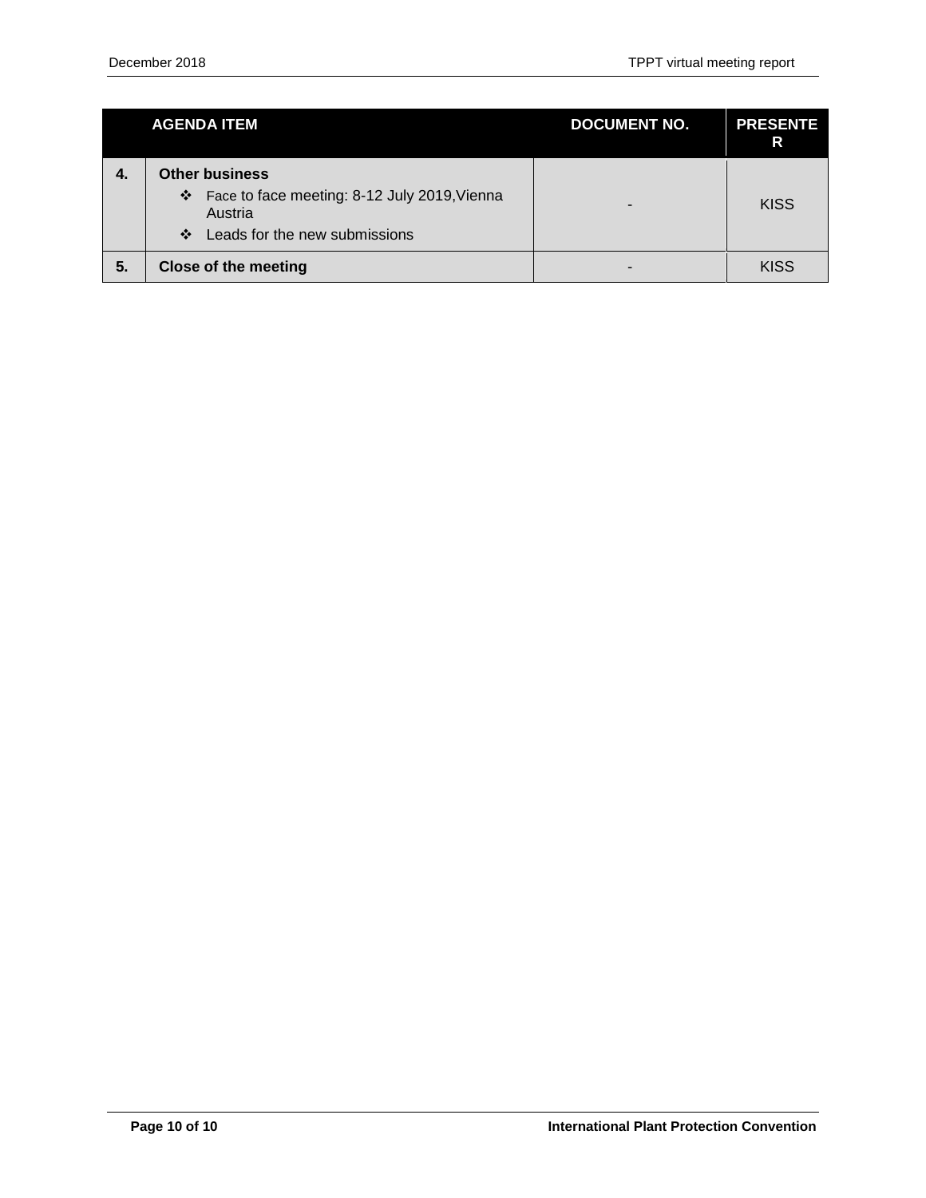| | AGENDA ITEM | DOCUMENT NO. | PRESENTER |
|---|---|---|---|
| **4.** | **Other business**<br>❖ Face to face meeting: 8-12 July 2019,Vienna Austria<br>❖ Leads for the new submissions | - | KISS |
| **5.** | **Close of the meeting** | - | KISS |